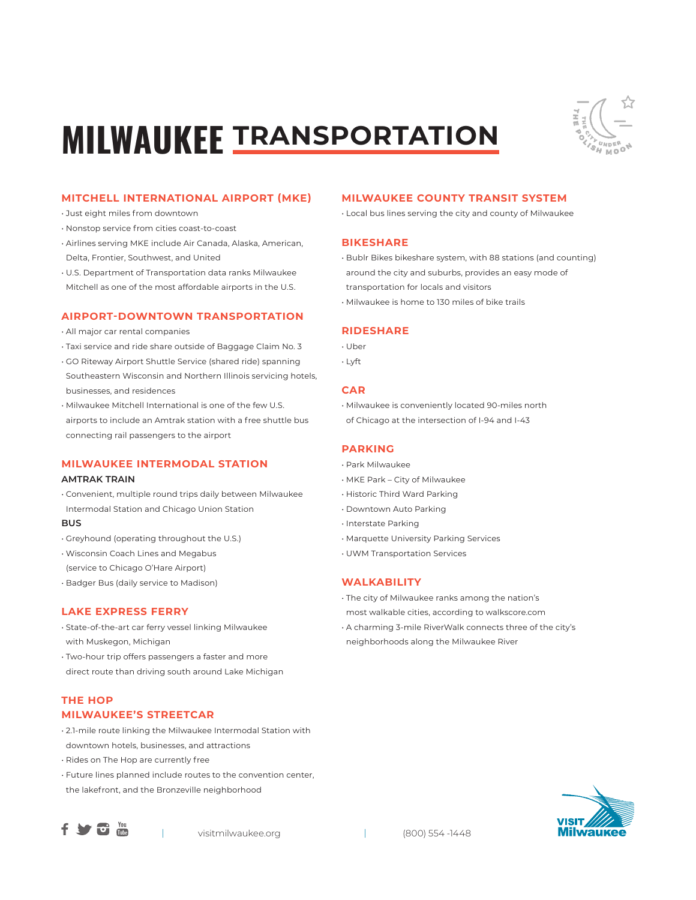# MILWAUKEE TRANSPORTATION

## MITCHELL INTERNATIONAL AIRPORT (MKE)

- Just eight miles from downtown
- Nonstop service from cities coast-to-coast
- Airlines serving MKE include Air Canada, Alaska, American, Delta, Frontier, Southwest, and United
- U.S. Department of Transportation data ranks Milwaukee Mitchell as one of the most affordable airports in the U.S.

## AIRPORT-DOWNTOWN TRANSPORTATION

- All major car rental companies
- Taxi service and ride share outside of Baggage Claim No. 3
- GO Riteway Airport Shuttle Service (shared ride) spanning Southeastern Wisconsin and Northern Illinois servicing hotels, businesses, and residences
- Milwaukee Mitchell International is one of the few U.S. airports to include an Amtrak station with a free shuttle bus connecting rail passengers to the airport

## MILWAUKEE INTERMODAL STATION

### AMTRAK TRAIN

- Convenient, multiple round trips daily between Milwaukee Intermodal Station and Chicago Union Station

### BUS

- Greyhound (operating throughout the U.S.)
- Wisconsin Coach Lines and Megabus (service to Chicago O'Hare Airport)
- Badger Bus (daily service to Madison)

## LAKE EXPRESS FERRY

- State-of-the-art car ferry vessel linking Milwaukee with Muskegon, Michigan
- Two-hour trip offers passengers a faster and more direct route than driving south around Lake Michigan

## THE HOP MILWAUKEE'S STREETCAR

- 2.1-mile route linking the Milwaukee Intermodal Station with downtown hotels, businesses, and attractions
- Rides on The Hop are currently free
- Future lines planned include routes to the convention center, the lakefront, and the Bronzeville neighborhood

## MILWAUKEE COUNTY TRANSIT SYSTEM

- Local bus lines serving the city and county of Milwaukee

## BIKESHARE

- Bublr Bikes bikeshare system, with 88 stations (and counting) around the city and suburbs, provides an easy mode of transportation for locals and visitors
- Milwaukee is home to 130 miles of bike trails

## RIDESHARE

- Uber
- Lyft

## CAR

- Milwaukee is conveniently located 90-miles north of Chicago at the intersection of I-94 and I-43

## PARKING

- Park Milwaukee
- MKE Park – City of Milwaukee
- Historic Third Ward Parking
- Downtown Auto Parking
- Interstate Parking
- Marquette University Parking Services
- UWM Transportation Services

## WALKABILITY

- The city of Milwaukee ranks among the nation's most walkable cities, according to walkscore.com
- A charming 3-mile RiverWalk connects three of the city's neighborhoods along the Milwaukee River

visitmilwaukee.org | (800) 554 -1448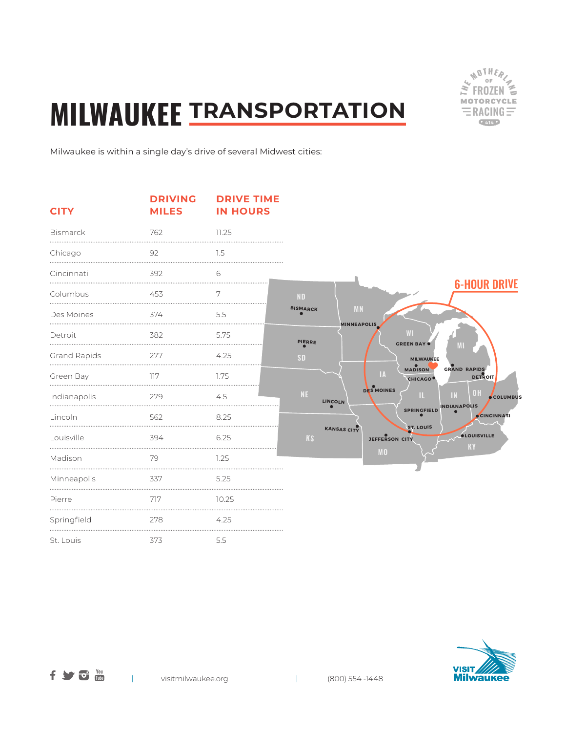# MILWAUKEE TRANSPORTATION

Milwaukee is within a single day's drive of several Midwest cities:

| CITY | DRIVING MILES | DRIVE TIME IN HOURS |
|---|---|---|
| Bismarck | 762 | 11.25 |
| Chicago | 92 | 1.5 |
| Cincinnati | 392 | 6 |
| Columbus | 453 | 7 |
| Des Moines | 374 | 5.5 |
| Detroit | 382 | 5.75 |
| Grand Rapids | 277 | 4.25 |
| Green Bay | 117 | 1.75 |
| Indianapolis | 279 | 4.5 |
| Lincoln | 562 | 8.25 |
| Louisville | 394 | 6.25 |
| Madison | 79 | 1.25 |
| Minneapolis | 337 | 5.25 |
| Pierre | 717 | 10.25 |
| Springfield | 278 | 4.25 |
| St. Louis | 373 | 5.5 |

6-HOUR DRIVE

visitmilwaukee.org | (800) 554 -1448